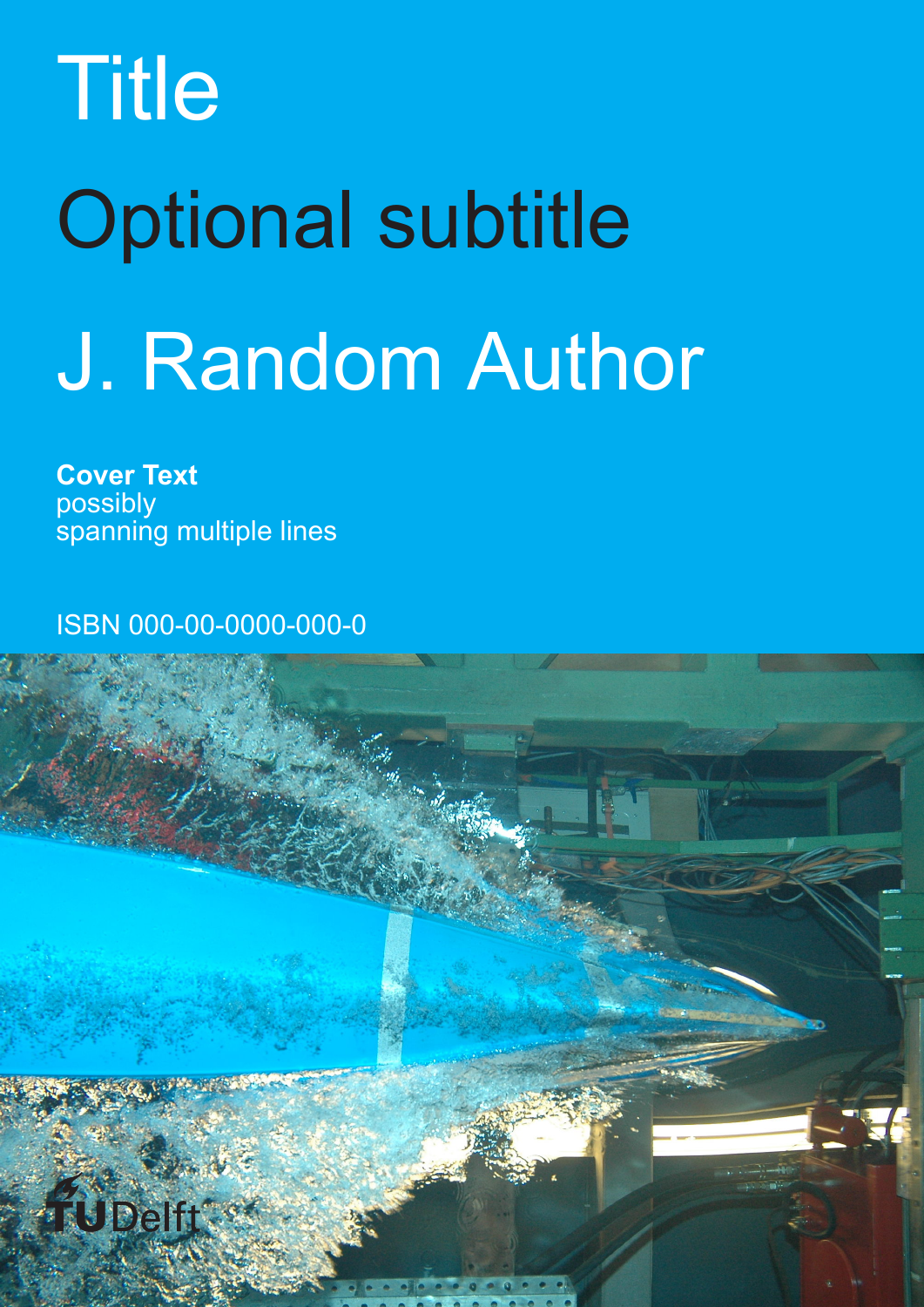# Title

## Optional subtitle

## J. Random Author

**Cover Text**
possibly
spanning multiple lines

ISBN 000-00-0000-000-0

TU Delft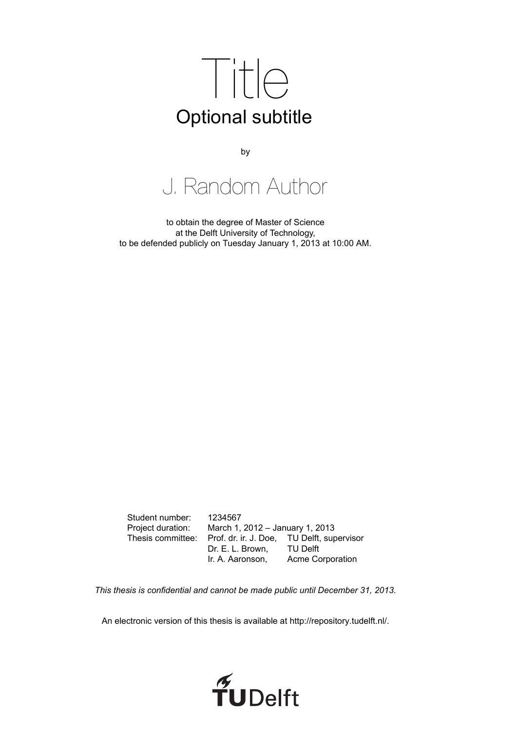# Title

## Optional subtitle

by

## J. Random Author

to obtain the degree of Master of Science
at the Delft University of Technology,
to be defended publicly on Tuesday January 1, 2013 at 10:00 AM.

| | | |
|---|---|---|
| Student number: | 1234567 | |
| Project duration: | March 1, 2012 – January 1, 2013 | |
| Thesis committee: | Prof. dr. ir. J. Doe, | TU Delft, supervisor |
| | Dr. E. L. Brown, | TU Delft |
| | Ir. A. Aaronson, | Acme Corporation |

*This thesis is confidential and cannot be made public until December 31, 2013.*

An electronic version of this thesis is available at http://repository.tudelft.nl/.

TUDelft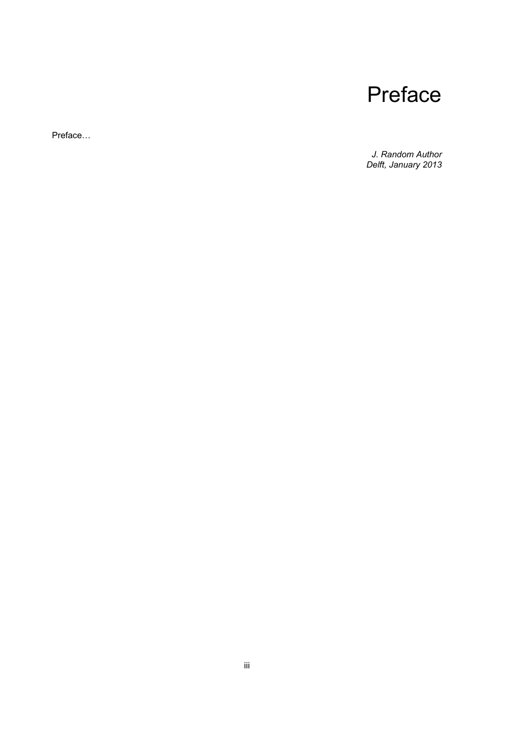# Preface

Preface…

*J. Random Author*
*Delft, January 2013*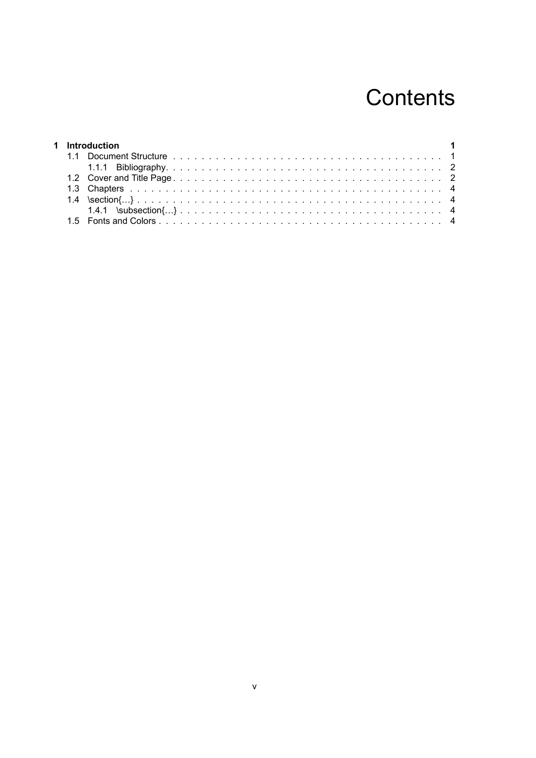# Contents

**1 Introduction** **1**

- 1.1 Document Structure . . . . . . . . . . . . . . . . . . . . . . . . . . . . . . . . . . . . . . 1
  - 1.1.1 Bibliography . . . . . . . . . . . . . . . . . . . . . . . . . . . . . . . . . . . . . . 2
- 1.2 Cover and Title Page . . . . . . . . . . . . . . . . . . . . . . . . . . . . . . . . . . . . . 2
- 1.3 Chapters . . . . . . . . . . . . . . . . . . . . . . . . . . . . . . . . . . . . . . . . . . 4
- 1.4 \section{…} . . . . . . . . . . . . . . . . . . . . . . . . . . . . . . . . . . . . . . . . 4
  - 1.4.1 \subsection{…} . . . . . . . . . . . . . . . . . . . . . . . . . . . . . . . . . . . 4
- 1.5 Fonts and Colors . . . . . . . . . . . . . . . . . . . . . . . . . . . . . . . . . . . . . . 4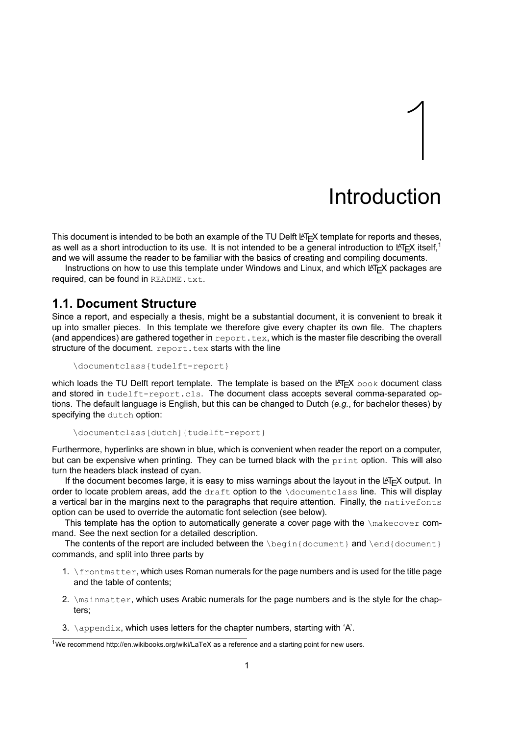# 1 Introduction

This document is intended to be both an example of the TU Delft LaTeX template for reports and theses, as well as a short introduction to its use. It is not intended to be a general introduction to LaTeX itself,[1] and we will assume the reader to be familiar with the basics of creating and compiling documents.

Instructions on how to use this template under Windows and Linux, and which LaTeX packages are required, can be found in `README.txt`.

## 1.1. Document Structure

Since a report, and especially a thesis, might be a substantial document, it is convenient to break it up into smaller pieces. In this template we therefore give every chapter its own file. The chapters (and appendices) are gathered together in `report.tex`, which is the master file describing the overall structure of the document. `report.tex` starts with the line

```
\documentclass{tudelft-report}
```

which loads the TU Delft report template. The template is based on the LaTeX `book` document class and stored in `tudelft-report.cls`. The document class accepts several comma-separated options. The default language is English, but this can be changed to Dutch (*e.g.*, for bachelor theses) by specifying the `dutch` option:

```
\documentclass[dutch]{tudelft-report}
```

Furthermore, hyperlinks are shown in blue, which is convenient when reader the report on a computer, but can be expensive when printing. They can be turned black with the `print` option. This will also turn the headers black instead of cyan.

If the document becomes large, it is easy to miss warnings about the layout in the LaTeX output. In order to locate problem areas, add the `draft` option to the `\documentclass` line. This will display a vertical bar in the margins next to the paragraphs that require attention. Finally, the `nativefonts` option can be used to override the automatic font selection (see below).

This template has the option to automatically generate a cover page with the `\makecover` command. See the next section for a detailed description.

The contents of the report are included between the `\begin{document}` and `\end{document}` commands, and split into three parts by

1. `\frontmatter`, which uses Roman numerals for the page numbers and is used for the title page and the table of contents;
2. `\mainmatter`, which uses Arabic numerals for the page numbers and is the style for the chapters;
3. `\appendix`, which uses letters for the chapter numbers, starting with 'A'.

[1] We recommend http://en.wikibooks.org/wiki/LaTeX as a reference and a starting point for new users.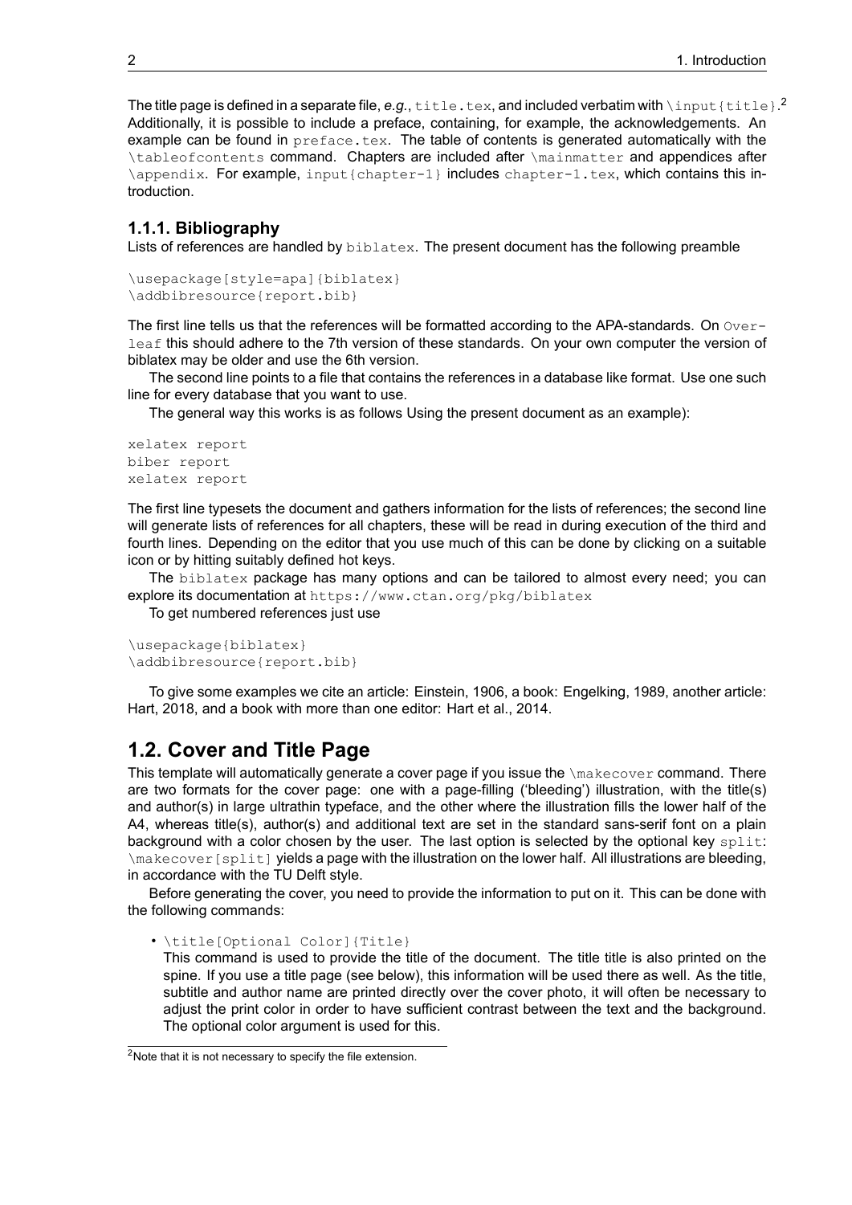The title page is defined in a separate file, *e.g.*, `title.tex`, and included verbatim with `\input{title}`.[2] Additionally, it is possible to include a preface, containing, for example, the acknowledgements. An example can be found in `preface.tex`. The table of contents is generated automatically with the `\tableofcontents` command. Chapters are included after `\mainmatter` and appendices after `\appendix`. For example, `input{chapter-1}` includes `chapter-1.tex`, which contains this introduction.

### 1.1.1. Bibliography

Lists of references are handled by `biblatex`. The present document has the following preamble

```
\usepackage[style=apa]{biblatex}
\addbibresource{report.bib}
```

The first line tells us that the references will be formatted according to the APA-standards. On `Overleaf` this should adhere to the 7th version of these standards. On your own computer the version of biblatex may be older and use the 6th version.

The second line points to a file that contains the references in a database like format. Use one such line for every database that you want to use.

The general way this works is as follows Using the present document as an example):

```
xelatex report
biber report
xelatex report
```

The first line typesets the document and gathers information for the lists of references; the second line will generate lists of references for all chapters, these will be read in during execution of the third and fourth lines. Depending on the editor that you use much of this can be done by clicking on a suitable icon or by hitting suitably defined hot keys.

The `biblatex` package has many options and can be tailored to almost every need; you can explore its documentation at `https://www.ctan.org/pkg/biblatex`

To get numbered references just use

```
\usepackage{biblatex}
\addbibresource{report.bib}
```

To give some examples we cite an article: Einstein, 1906, a book: Engelking, 1989, another article: Hart, 2018, and a book with more than one editor: Hart et al., 2014.

## 1.2. Cover and Title Page

This template will automatically generate a cover page if you issue the `\makecover` command. There are two formats for the cover page: one with a page-filling ('bleeding') illustration, with the title(s) and author(s) in large ultrathin typeface, and the other where the illustration fills the lower half of the A4, whereas title(s), author(s) and additional text are set in the standard sans-serif font on a plain background with a color chosen by the user. The last option is selected by the optional key `split`: `\makecover[split]` yields a page with the illustration on the lower half. All illustrations are bleeding, in accordance with the TU Delft style.

Before generating the cover, you need to provide the information to put on it. This can be done with the following commands:

- `\title[Optional Color]{Title}`
  This command is used to provide the title of the document. The title title is also printed on the spine. If you use a title page (see below), this information will be used there as well. As the title, subtitle and author name are printed directly over the cover photo, it will often be necessary to adjust the print color in order to have sufficient contrast between the text and the background. The optional color argument is used for this.

[2] Note that it is not necessary to specify the file extension.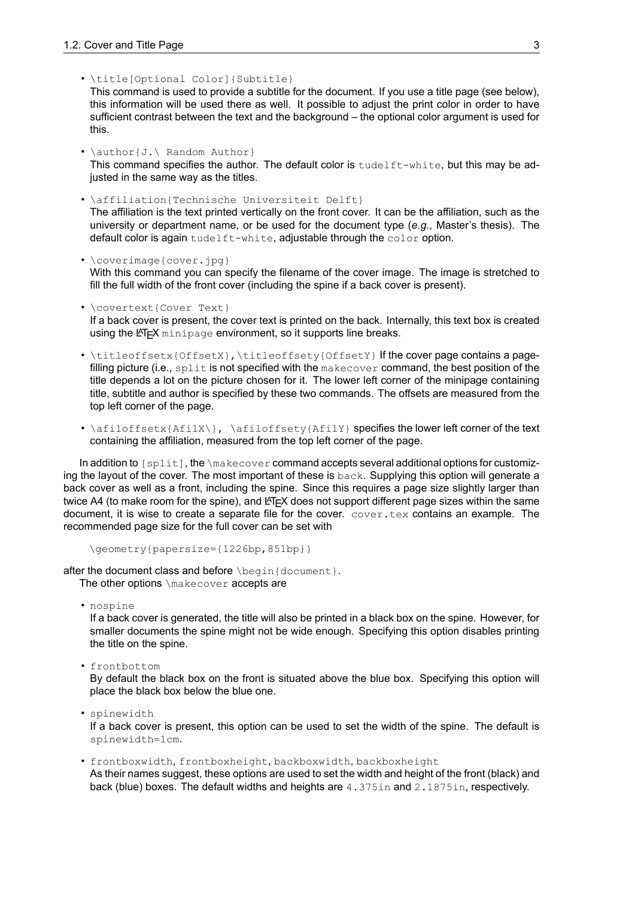- `\title[Optional Color]{Subtitle}`
  This command is used to provide a subtitle for the document. If you use a title page (see below), this information will be used there as well. It possible to adjust the print color in order to have sufficient contrast between the text and the background – the optional color argument is used for this.

- `\author{J.\ Random Author}`
  This command specifies the author. The default color is `tudelft-white`, but this may be adjusted in the same way as the titles.

- `\affiliation{Technische Universiteit Delft}`
  The affiliation is the text printed vertically on the front cover. It can be the affiliation, such as the university or department name, or be used for the document type (*e.g.*, Master's thesis). The default color is again `tudelft-white`, adjustable through the `color` option.

- `\coverimage{cover.jpg}`
  With this command you can specify the filename of the cover image. The image is stretched to fill the full width of the front cover (including the spine if a back cover is present).

- `\covertext{Cover Text}`
  If a back cover is present, the cover text is printed on the back. Internally, this text box is created using the LaTeX `minipage` environment, so it supports line breaks.

- `\titleoffsetx{OffsetX},\titleoffsety{OffsetY}` If the cover page contains a page-filling picture (i.e., `split` is not specified with the `makecover` command, the best position of the title depends a lot on the picture chosen for it. The lower left corner of the minipage containing title, subtitle and author is specified by these two commands. The offsets are measured from the top left corner of the page.

- `\afiloffsetx{AfilX\}, \afiloffsety{AfilY}` specifies the lower left corner of the text containing the affiliation, measured from the top left corner of the page.

In addition to `[split]`, the `\makecover` command accepts several additional options for customizing the layout of the cover. The most important of these is `back`. Supplying this option will generate a back cover as well as a front, including the spine. Since this requires a page size slightly larger than twice A4 (to make room for the spine), and LaTeX does not support different page sizes within the same document, it is wise to create a separate file for the cover. `cover.tex` contains an example. The recommended page size for the full cover can be set with

```
\geometry{papersize={1226bp,851bp}}
```

after the document class and before `\begin{document}`.

The other options `\makecover` accepts are

- `nospine`
  If a back cover is generated, the title will also be printed in a black box on the spine. However, for smaller documents the spine might not be wide enough. Specifying this option disables printing the title on the spine.

- `frontbottom`
  By default the black box on the front is situated above the blue box. Specifying this option will place the black box below the blue one.

- `spinewidth`
  If a back cover is present, this option can be used to set the width of the spine. The default is `spinewidth=1cm`.

- `frontboxwidth`, `frontboxheight`, `backboxwidth`, `backboxheight`
  As their names suggest, these options are used to set the width and height of the front (black) and back (blue) boxes. The default widths and heights are `4.375in` and `2.1875in`, respectively.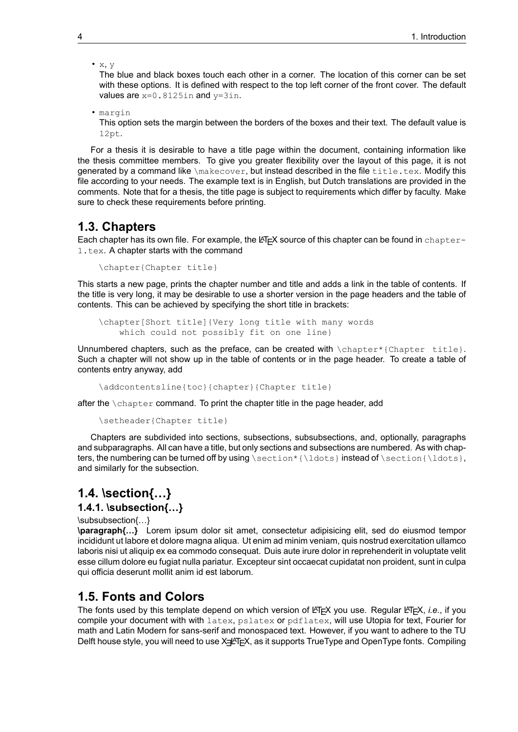- `x`, `y`

  The blue and black boxes touch each other in a corner. The location of this corner can be set with these options. It is defined with respect to the top left corner of the front cover. The default values are `x=0.8125in` and `y=3in`.

- `margin`

  This option sets the margin between the borders of the boxes and their text. The default value is `12pt`.

For a thesis it is desirable to have a title page within the document, containing information like the thesis committee members. To give you greater flexibility over the layout of this page, it is not generated by a command like `\makecover`, but instead described in the file `title.tex`. Modify this file according to your needs. The example text is in English, but Dutch translations are provided in the comments. Note that for a thesis, the title page is subject to requirements which differ by faculty. Make sure to check these requirements before printing.

## 1.3. Chapters

Each chapter has its own file. For example, the LaTeX source of this chapter can be found in `chapter-1.tex`. A chapter starts with the command

```
\chapter{Chapter title}
```

This starts a new page, prints the chapter number and title and adds a link in the table of contents. If the title is very long, it may be desirable to use a shorter version in the page headers and the table of contents. This can be achieved by specifying the short title in brackets:

```
\chapter[Short title]{Very long title with many words
    which could not possibly fit on one line}
```

Unnumbered chapters, such as the preface, can be created with `\chapter*{Chapter title}`. Such a chapter will not show up in the table of contents or in the page header. To create a table of contents entry anyway, add

```
\addcontentsline{toc}{chapter}{Chapter title}
```

after the `\chapter` command. To print the chapter title in the page header, add

```
\setheader{Chapter title}
```

Chapters are subdivided into sections, subsections, subsubsections, and, optionally, paragraphs and subparagraphs. All can have a title, but only sections and subsections are numbered. As with chapters, the numbering can be turned off by using `\section*{\ldots}` instead of `\section{\ldots}`, and similarly for the subsection.

## 1.4. \section{…}

### 1.4.1. \subsection{…}

\subsubsection{…}

**\paragraph{…}** Lorem ipsum dolor sit amet, consectetur adipisicing elit, sed do eiusmod tempor incididunt ut labore et dolore magna aliqua. Ut enim ad minim veniam, quis nostrud exercitation ullamco laboris nisi ut aliquip ex ea commodo consequat. Duis aute irure dolor in reprehenderit in voluptate velit esse cillum dolore eu fugiat nulla pariatur. Excepteur sint occaecat cupidatat non proident, sunt in culpa qui officia deserunt mollit anim id est laborum.

## 1.5. Fonts and Colors

The fonts used by this template depend on which version of LaTeX you use. Regular LaTeX, *i.e.*, if you compile your document with with `latex`, `pslatex` or `pdflatex`, will use Utopia for text, Fourier for math and Latin Modern for sans-serif and monospaced text. However, if you want to adhere to the TU Delft house style, you will need to use XƎLaTeX, as it supports TrueType and OpenType fonts. Compiling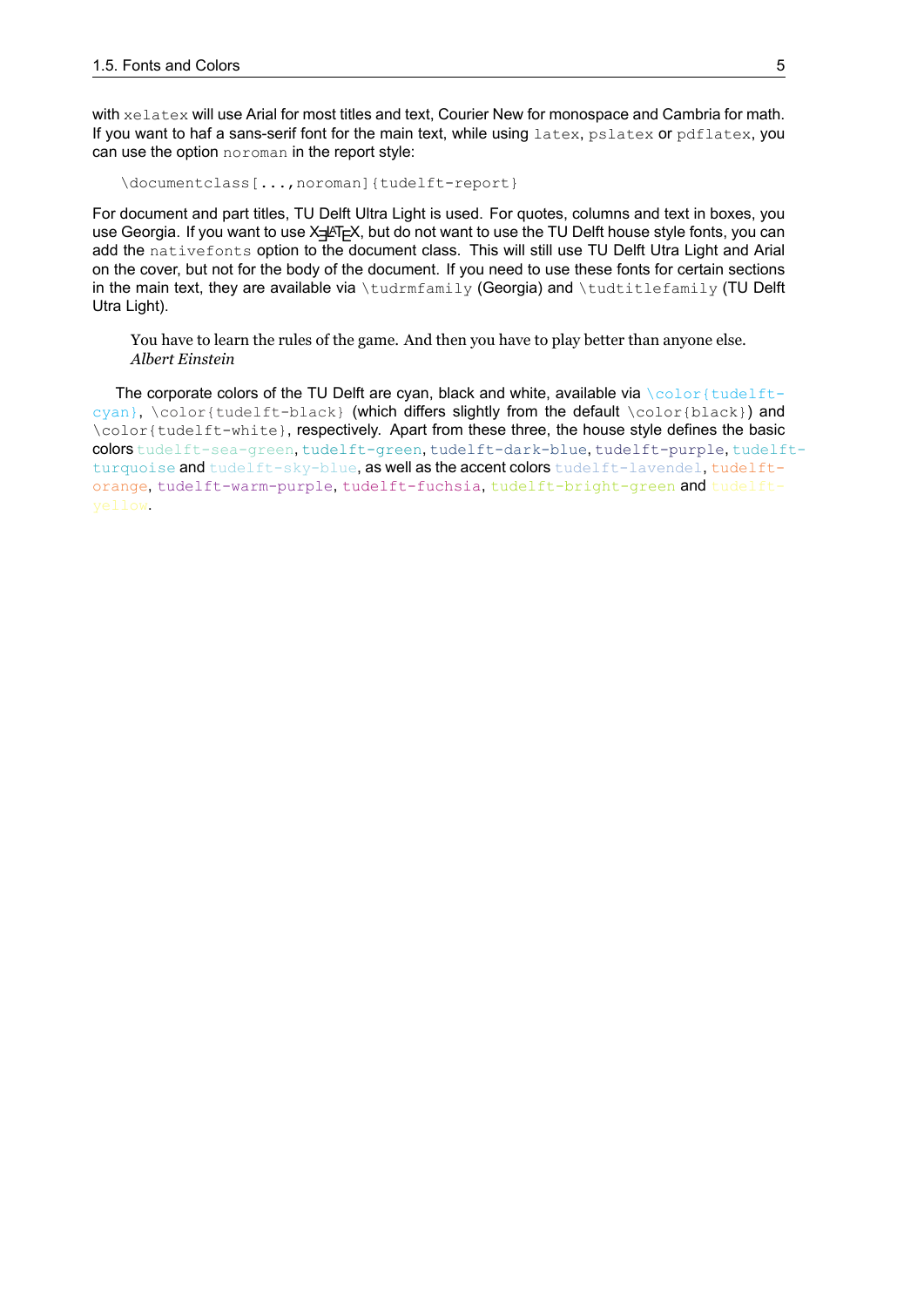with `xelatex` will use Arial for most titles and text, Courier New for monospace and Cambria for math. If you want to haf a sans-serif font for the main text, while using `latex`, `pslatex` or `pdflatex`, you can use the option `noroman` in the report style:

```
\documentclass[...,noroman]{tudelft-report}
```

For document and part titles, TU Delft Ultra Light is used. For quotes, columns and text in boxes, you use Georgia. If you want to use XƎLaTeX, but do not want to use the TU Delft house style fonts, you can add the `nativefonts` option to the document class. This will still use TU Delft Utra Light and Arial on the cover, but not for the body of the document. If you need to use these fonts for certain sections in the main text, they are available via `\tudrmfamily` (Georgia) and `\tudtitlefamily` (TU Delft Utra Light).

> You have to learn the rules of the game. And then you have to play better than anyone else.
> *Albert Einstein*

The corporate colors of the TU Delft are cyan, black and white, available via `\color{tudelft-cyan}`, `\color{tudelft-black}` (which differs slightly from the default `\color{black}`) and `\color{tudelft-white}`, respectively. Apart from these three, the house style defines the basic colors `tudelft-sea-green`, `tudelft-green`, `tudelft-dark-blue`, `tudelft-purple`, `tudelft-turquoise` and `tudelft-sky-blue`, as well as the accent colors `tudelft-lavendel`, `tudelft-orange`, `tudelft-warm-purple`, `tudelft-fuchsia`, `tudelft-bright-green` and `tudelft-yellow`.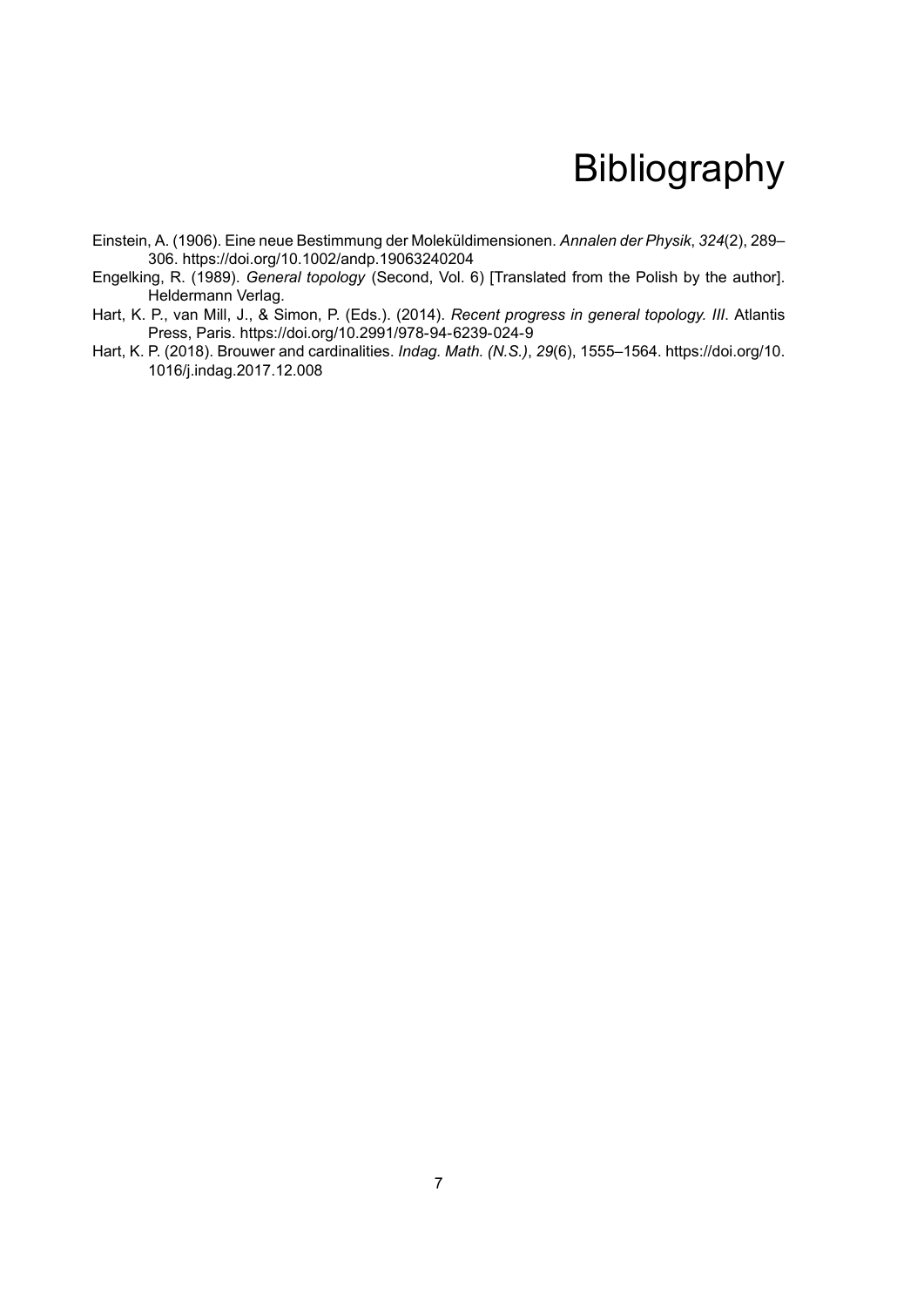# Bibliography

Einstein, A. (1906). Eine neue Bestimmung der Moleküldimensionen. *Annalen der Physik*, *324*(2), 289–306. https://doi.org/10.1002/andp.19063240204

Engelking, R. (1989). *General topology* (Second, Vol. 6) [Translated from the Polish by the author]. Heldermann Verlag.

Hart, K. P., van Mill, J., & Simon, P. (Eds.). (2014). *Recent progress in general topology. III*. Atlantis Press, Paris. https://doi.org/10.2991/978-94-6239-024-9

Hart, K. P. (2018). Brouwer and cardinalities. *Indag. Math. (N.S.)*, *29*(6), 1555–1564. https://doi.org/10.1016/j.indag.2017.12.008